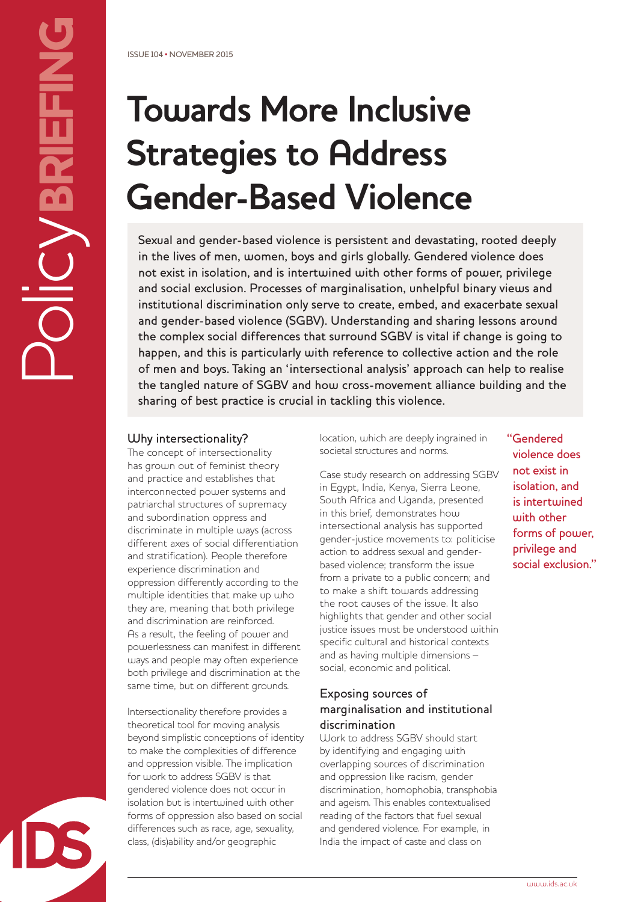ISSUE 104 • NOVEMBER 2015

# Towards More Inclusive Strategies to Address Gender-Based Violence

**Sexual and gender-based violence is persistent and devastating, rooted deeply in the lives of men, women, boys and girls globally. Gendered violence does not exist in isolation, and is intertwined with other forms of power, privilege and social exclusion. Processes of marginalisation, unhelpful binary views and institutional discrimination only serve to create, embed, and exacerbate sexual and gender-based violence (SGBV). Understanding and sharing lessons around the complex social differences that surround SGBV is vital if change is going to happen, and this is particularly with reference to collective action and the role of men and boys. Taking an 'intersectional analysis' approach can help to realise the tangled nature of SGBV and how cross-movement alliance building and the sharing of best practice is crucial in tackling this violence.**

## Why intersectionality?

The concept of intersectionality has grown out of feminist theory and practice and establishes that interconnected power systems and patriarchal structures of supremacy and subordination oppress and discriminate in multiple ways (across different axes of social differentiation and stratification). People therefore experience discrimination and oppression differently according to the multiple identities that make up who they are, meaning that both privilege and discrimination are reinforced. As a result, the feeling of power and powerlessness can manifest in different ways and people may often experience both privilege and discrimination at the same time, but on different grounds.

Intersectionality therefore provides a theoretical tool for moving analysis beyond simplistic conceptions of identity to make the complexities of difference and oppression visible. The implication for work to address SGBV is that gendered violence does not occur in isolation but is intertwined with other forms of oppression also based on social differences such as race, age, sexuality, class, (dis)ability and/or geographic location, which are deeply ingrained in societal structures and norms.

Case study research on addressing SGBV in Egypt, India, Kenya, Sierra Leone, South Africa and Uganda, presented in this brief, demonstrates how intersectional analysis has supported gender-justice movements to: politicise action to address sexual and gender-based violence; transform the issue from a private to a public concern; and to make a shift towards addressing the root causes of the issue. It also highlights that gender and other social justice issues must be understood within specific cultural and historical contexts and as having multiple dimensions – social, economic and political.

> "Gendered violence does not exist in isolation, and is intertwined with other forms of power, privilege and social exclusion."

## Exposing sources of marginalisation and institutional discrimination

Work to address SGBV should start by identifying and engaging with overlapping sources of discrimination and oppression like racism, gender discrimination, homophobia, transphobia and ageism. This enables contextualised reading of the factors that fuel sexual and gendered violence. For example, in India the impact of caste and class on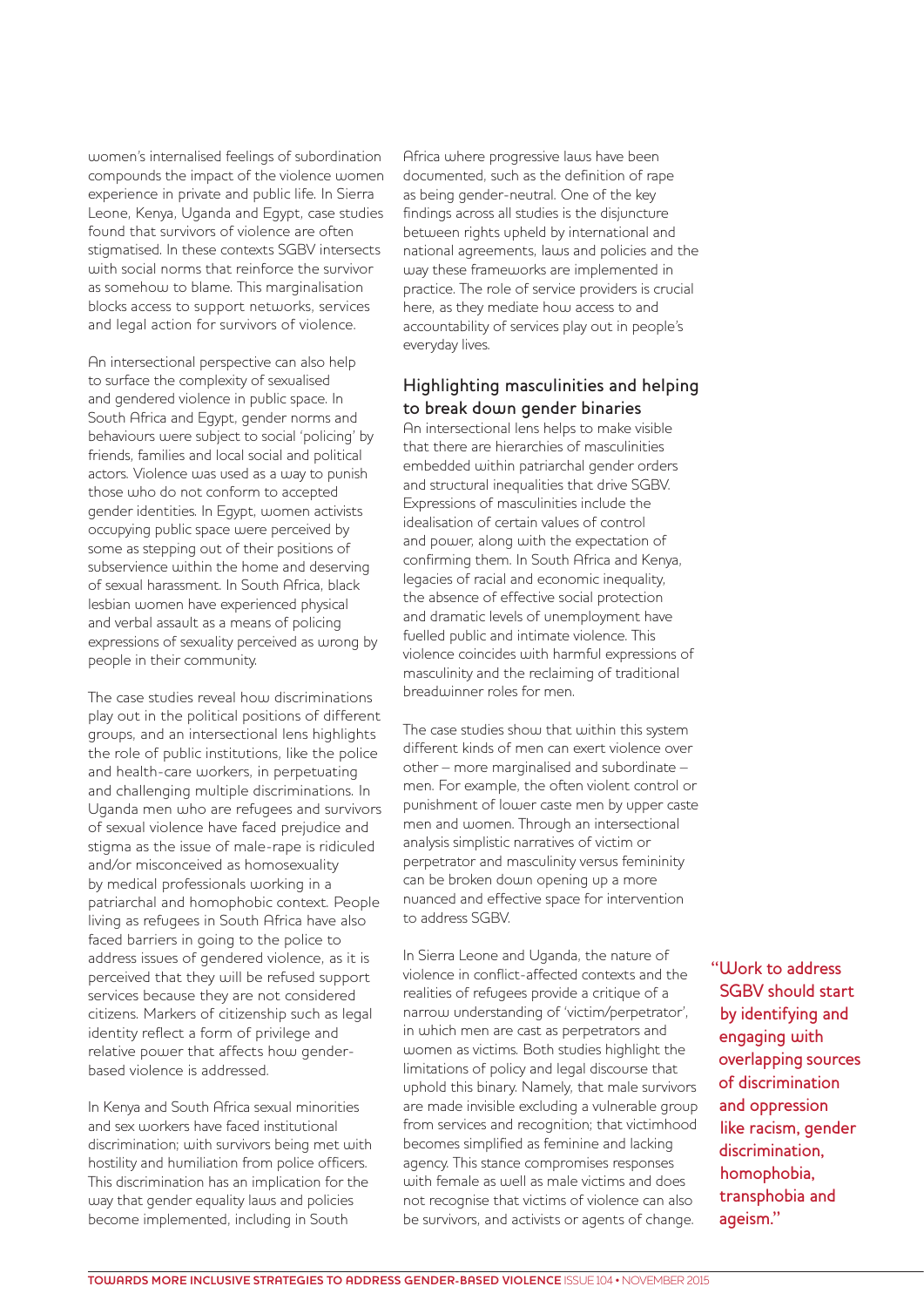women's internalised feelings of subordination compounds the impact of the violence women experience in private and public life. In Sierra Leone, Kenya, Uganda and Egypt, case studies found that survivors of violence are often stigmatised. In these contexts SGBV intersects with social norms that reinforce the survivor as somehow to blame. This marginalisation blocks access to support networks, services and legal action for survivors of violence.

An intersectional perspective can also help to surface the complexity of sexualised and gendered violence in public space. In South Africa and Egypt, gender norms and behaviours were subject to social 'policing' by friends, families and local social and political actors. Violence was used as a way to punish those who do not conform to accepted gender identities. In Egypt, women activists occupying public space were perceived by some as stepping out of their positions of subservience within the home and deserving of sexual harassment. In South Africa, black lesbian women have experienced physical and verbal assault as a means of policing expressions of sexuality perceived as wrong by people in their community.

The case studies reveal how discriminations play out in the political positions of different groups, and an intersectional lens highlights the role of public institutions, like the police and health-care workers, in perpetuating and challenging multiple discriminations. In Uganda men who are refugees and survivors of sexual violence have faced prejudice and stigma as the issue of male-rape is ridiculed and/or misconceived as homosexuality by medical professionals working in a patriarchal and homophobic context. People living as refugees in South Africa have also faced barriers in going to the police to address issues of gendered violence, as it is perceived that they will be refused support services because they are not considered citizens. Markers of citizenship such as legal identity reflect a form of privilege and relative power that affects how gender-based violence is addressed.

In Kenya and South Africa sexual minorities and sex workers have faced institutional discrimination; with survivors being met with hostility and humiliation from police officers. This discrimination has an implication for the way that gender equality laws and policies become implemented, including in South Africa where progressive laws have been documented, such as the definition of rape as being gender-neutral. One of the key findings across all studies is the disjuncture between rights upheld by international and national agreements, laws and policies and the way these frameworks are implemented in practice. The role of service providers is crucial here, as they mediate how access to and accountability of services play out in people's everyday lives.

## Highlighting masculinities and helping to break down gender binaries

An intersectional lens helps to make visible that there are hierarchies of masculinities embedded within patriarchal gender orders and structural inequalities that drive SGBV. Expressions of masculinities include the idealisation of certain values of control and power, along with the expectation of confirming them. In South Africa and Kenya, legacies of racial and economic inequality, the absence of effective social protection and dramatic levels of unemployment have fuelled public and intimate violence. This violence coincides with harmful expressions of masculinity and the reclaiming of traditional breadwinner roles for men.

The case studies show that within this system different kinds of men can exert violence over other – more marginalised and subordinate – men. For example, the often violent control or punishment of lower caste men by upper caste men and women. Through an intersectional analysis simplistic narratives of victim or perpetrator and masculinity versus femininity can be broken down opening up a more nuanced and effective space for intervention to address SGBV.

In Sierra Leone and Uganda, the nature of violence in conflict-affected contexts and the realities of refugees provide a critique of a narrow understanding of 'victim/perpetrator', in which men are cast as perpetrators and women as victims. Both studies highlight the limitations of policy and legal discourse that uphold this binary. Namely, that male survivors are made invisible excluding a vulnerable group from services and recognition; that victimhood becomes simplified as feminine and lacking agency. This stance compromises responses with female as well as male victims and does not recognise that victims of violence can also be survivors, and activists or agents of change.

> "Work to address SGBV should start by identifying and engaging with overlapping sources of discrimination and oppression like racism, gender discrimination, homophobia, transphobia and ageism."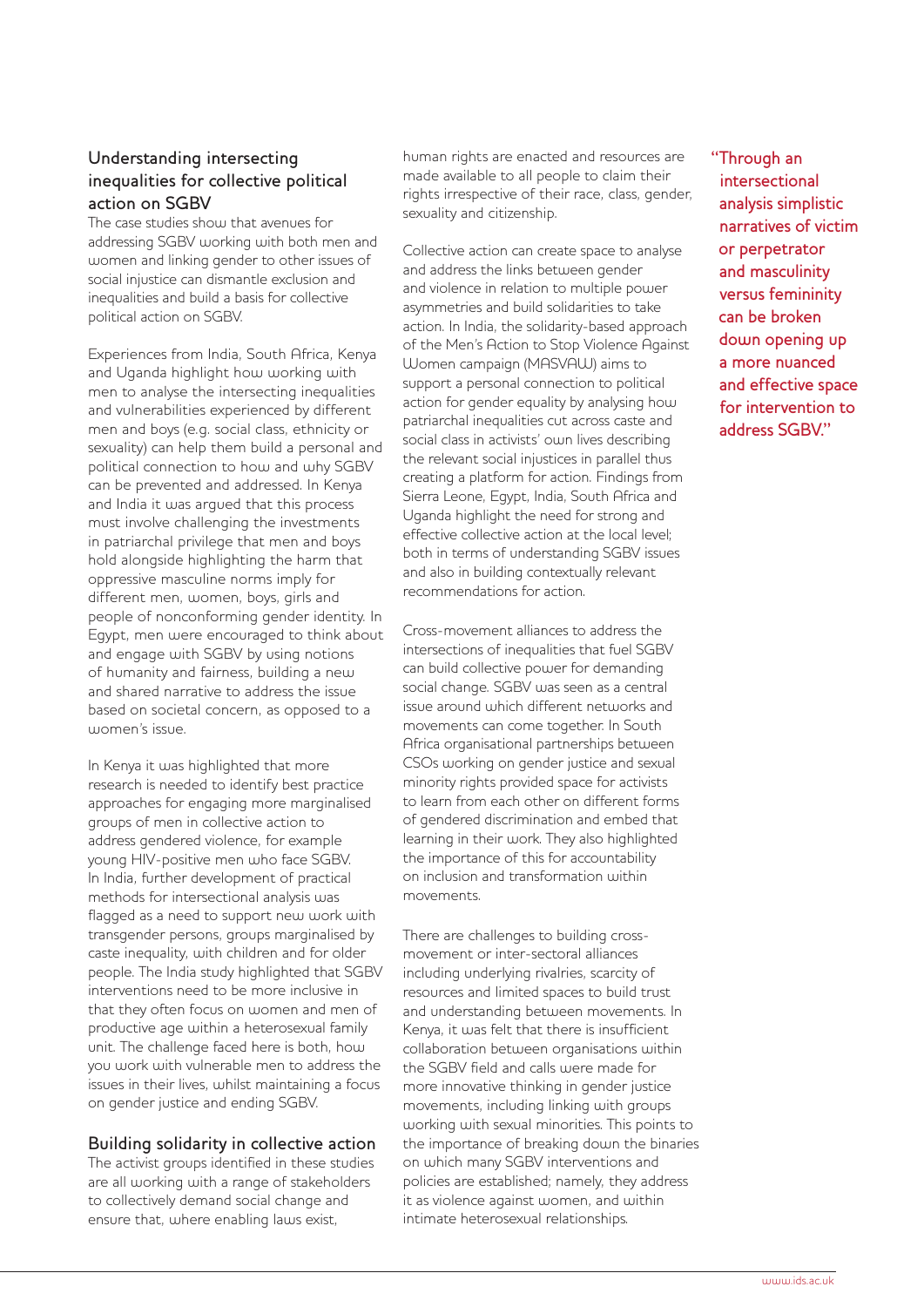## Understanding intersecting inequalities for collective political action on SGBV

The case studies show that avenues for addressing SGBV working with both men and women and linking gender to other issues of social injustice can dismantle exclusion and inequalities and build a basis for collective political action on SGBV.

Experiences from India, South Africa, Kenya and Uganda highlight how working with men to analyse the intersecting inequalities and vulnerabilities experienced by different men and boys (e.g. social class, ethnicity or sexuality) can help them build a personal and political connection to how and why SGBV can be prevented and addressed. In Kenya and India it was argued that this process must involve challenging the investments in patriarchal privilege that men and boys hold alongside highlighting the harm that oppressive masculine norms imply for different men, women, boys, girls and people of nonconforming gender identity. In Egypt, men were encouraged to think about and engage with SGBV by using notions of humanity and fairness, building a new and shared narrative to address the issue based on societal concern, as opposed to a women's issue.

In Kenya it was highlighted that more research is needed to identify best practice approaches for engaging more marginalised groups of men in collective action to address gendered violence, for example young HIV-positive men who face SGBV. In India, further development of practical methods for intersectional analysis was flagged as a need to support new work with transgender persons, groups marginalised by caste inequality, with children and for older people. The India study highlighted that SGBV interventions need to be more inclusive in that they often focus on women and men of productive age within a heterosexual family unit. The challenge faced here is both, how you work with vulnerable men to address the issues in their lives, whilst maintaining a focus on gender justice and ending SGBV.

## Building solidarity in collective action

The activist groups identified in these studies are all working with a range of stakeholders to collectively demand social change and ensure that, where enabling laws exist, human rights are enacted and resources are made available to all people to claim their rights irrespective of their race, class, gender, sexuality and citizenship.

Collective action can create space to analyse and address the links between gender and violence in relation to multiple power asymmetries and build solidarities to take action. In India, the solidarity-based approach of the Men's Action to Stop Violence Against Women campaign (MASVAW) aims to support a personal connection to political action for gender equality by analysing how patriarchal inequalities cut across caste and social class in activists' own lives describing the relevant social injustices in parallel thus creating a platform for action. Findings from Sierra Leone, Egypt, India, South Africa and Uganda highlight the need for strong and effective collective action at the local level; both in terms of understanding SGBV issues and also in building contextually relevant recommendations for action.

Cross-movement alliances to address the intersections of inequalities that fuel SGBV can build collective power for demanding social change. SGBV was seen as a central issue around which different networks and movements can come together. In South Africa organisational partnerships between CSOs working on gender justice and sexual minority rights provided space for activists to learn from each other on different forms of gendered discrimination and embed that learning in their work. They also highlighted the importance of this for accountability on inclusion and transformation within movements.

There are challenges to building cross-movement or inter-sectoral alliances including underlying rivalries, scarcity of resources and limited spaces to build trust and understanding between movements. In Kenya, it was felt that there is insufficient collaboration between organisations within the SGBV field and calls were made for more innovative thinking in gender justice movements, including linking with groups working with sexual minorities. This points to the importance of breaking down the binaries on which many SGBV interventions and policies are established; namely, they address it as violence against women, and within intimate heterosexual relationships.

"Through an intersectional analysis simplistic narratives of victim or perpetrator and masculinity versus femininity can be broken down opening up a more nuanced and effective space for intervention to address SGBV."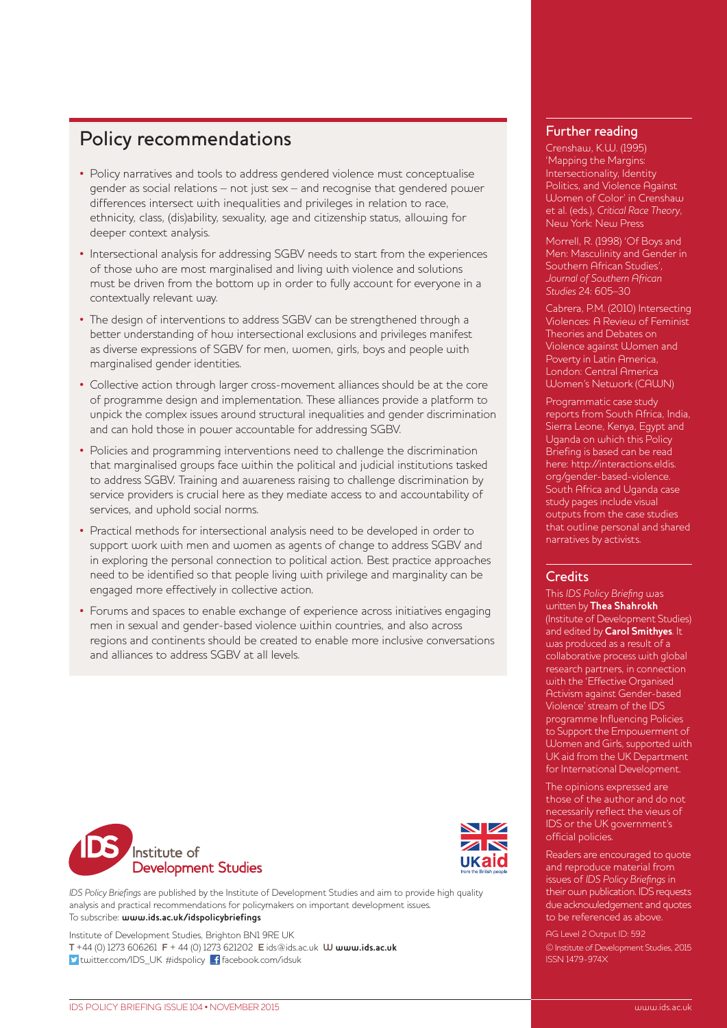## Policy recommendations

- Policy narratives and tools to address gendered violence must conceptualise gender as social relations – not just sex – and recognise that gendered power differences intersect with inequalities and privileges in relation to race, ethnicity, class, (dis)ability, sexuality, age and citizenship status, allowing for deeper context analysis.
- Intersectional analysis for addressing SGBV needs to start from the experiences of those who are most marginalised and living with violence and solutions must be driven from the bottom up in order to fully account for everyone in a contextually relevant way.
- The design of interventions to address SGBV can be strengthened through a better understanding of how intersectional exclusions and privileges manifest as diverse expressions of SGBV for men, women, girls, boys and people with marginalised gender identities.
- Collective action through larger cross-movement alliances should be at the core of programme design and implementation. These alliances provide a platform to unpick the complex issues around structural inequalities and gender discrimination and can hold those in power accountable for addressing SGBV.
- Policies and programming interventions need to challenge the discrimination that marginalised groups face within the political and judicial institutions tasked to address SGBV. Training and awareness raising to challenge discrimination by service providers is crucial here as they mediate access to and accountability of services, and uphold social norms.
- Practical methods for intersectional analysis need to be developed in order to support work with men and women as agents of change to address SGBV and in exploring the personal connection to political action. Best practice approaches need to be identified so that people living with privilege and marginality can be engaged more effectively in collective action.
- Forums and spaces to enable exchange of experience across initiatives engaging men in sexual and gender-based violence within countries, and also across regions and continents should be created to enable more inclusive conversations and alliances to address SGBV at all levels.

*IDS Policy Briefings* are published by the Institute of Development Studies and aim to provide high quality analysis and practical recommendations for policymakers on important development issues.
To subscribe: **www.ids.ac.uk/idspolicybriefings**

Institute of Development Studies, Brighton BN1 9RE UK
**T** +44 (0) 1273 606261 **F** + 44 (0) 1273 621202 **E** ids@ids.ac.uk **W** **www.ids.ac.uk**
twitter.com/IDS_UK #idspolicy facebook.com/idsuk

## Further reading

Crenshaw, K.W. (1995) 'Mapping the Margins: Intersectionality, Identity Politics, and Violence Against Women of Color' in Crenshaw et al. (eds.), *Critical Race Theory*, New York: New Press

Morrell, R. (1998) 'Of Boys and Men: Masculinity and Gender in Southern African Studies', *Journal of Southern African Studies* 24: 605–30

Cabrera, P.M. (2010) Intersecting Violences: A Review of Feminist Theories and Debates on Violence against Women and Poverty in Latin America, London: Central America Women's Network (CAWN)

Programmatic case study reports from South Africa, India, Sierra Leone, Kenya, Egypt and Uganda on which this Policy Briefing is based can be read here: http://interactions.eldis.org/gender-based-violence. South Africa and Uganda case study pages include visual outputs from the case studies that outline personal and shared narratives by activists.

## Credits

This *IDS Policy Briefing* was written by **Thea Shahrokh** (Institute of Development Studies) and edited by **Carol Smithyes**. It was produced as a result of a collaborative process with global research partners, in connection with the 'Effective Organised Activism against Gender-based Violence' stream of the IDS programme Influencing Policies to Support the Empowerment of Women and Girls, supported with UK aid from the UK Department for International Development.

The opinions expressed are those of the author and do not necessarily reflect the views of IDS or the UK government's official policies.

Readers are encouraged to quote and reproduce material from issues of *IDS Policy Briefings* in their own publication. IDS requests due acknowledgement and quotes to be referenced as above.

AG Level 2 Output ID: 592

© Institute of Development Studies, 2015
ISSN 1479-974X